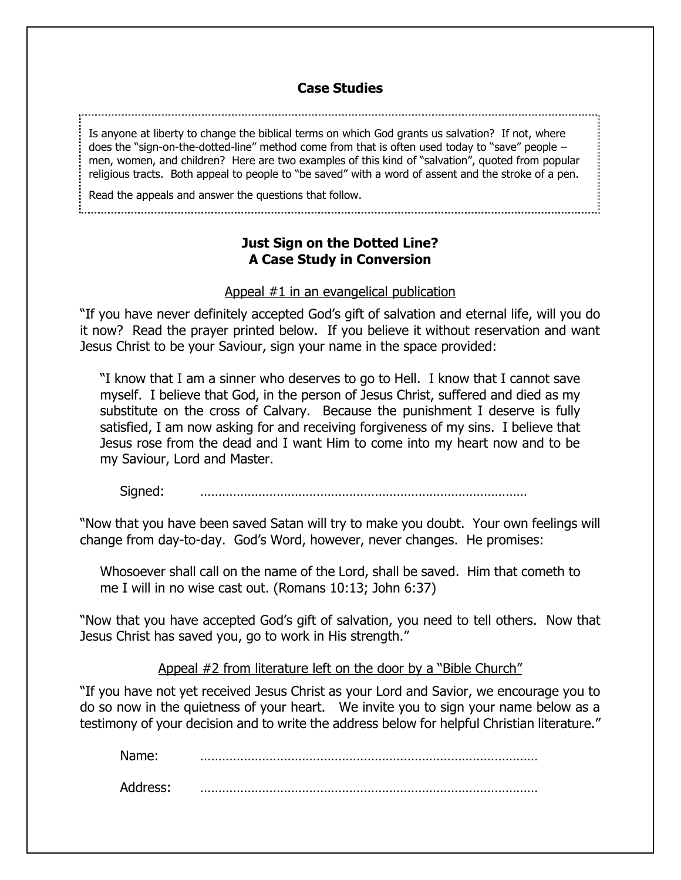## Case Studies

> Is anyone at liberty to change the biblical terms on which God grants us salvation? If not, where does the "sign-on-the-dotted-line" method come from that is often used today to "save" people – men, women, and children? Here are two examples of this kind of "salvation", quoted from popular religious tracts. Both appeal to people to "be saved" with a word of assent and the stroke of a pen.
>
> Read the appeals and answer the questions that follow.

### Just Sign on the Dotted Line?
### A Case Study in Conversion

Appeal #1 in an evangelical publication

"If you have never definitely accepted God's gift of salvation and eternal life, will you do it now? Read the prayer printed below. If you believe it without reservation and want Jesus Christ to be your Saviour, sign your name in the space provided:

> "I know that I am a sinner who deserves to go to Hell. I know that I cannot save myself. I believe that God, in the person of Jesus Christ, suffered and died as my substitute on the cross of Calvary. Because the punishment I deserve is fully satisfied, I am now asking for and receiving forgiveness of my sins. I believe that Jesus rose from the dead and I want Him to come into my heart now and to be my Saviour, Lord and Master.
>
> Signed: ………………………………………………………………………………

"Now that you have been saved Satan will try to make you doubt. Your own feelings will change from day-to-day. God's Word, however, never changes. He promises:

> Whosoever shall call on the name of the Lord, shall be saved. Him that cometh to me I will in no wise cast out. (Romans 10:13; John 6:37)

"Now that you have accepted God's gift of salvation, you need to tell others. Now that Jesus Christ has saved you, go to work in His strength."

Appeal #2 from literature left on the door by a "Bible Church"

"If you have not yet received Jesus Christ as your Lord and Savior, we encourage you to do so now in the quietness of your heart. We invite you to sign your name below as a testimony of your decision and to write the address below for helpful Christian literature."

Name: ………………………………………………………………………………

Address: ………………………………………………………………………………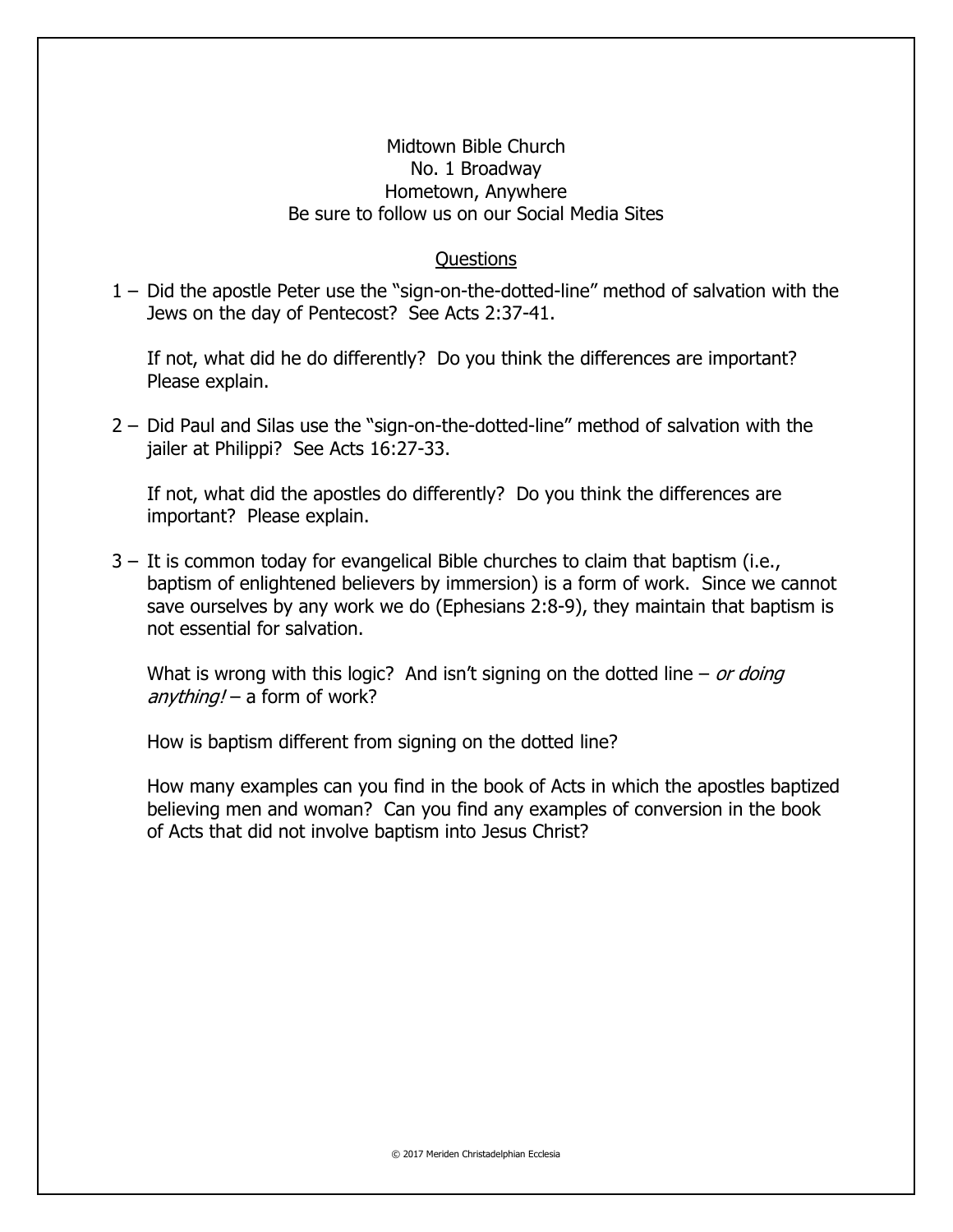Midtown Bible Church
No. 1 Broadway
Hometown, Anywhere
Be sure to follow us on our Social Media Sites

## Questions

1 – Did the apostle Peter use the "sign-on-the-dotted-line" method of salvation with the Jews on the day of Pentecost? See Acts 2:37-41.

If not, what did he do differently? Do you think the differences are important? Please explain.

2 – Did Paul and Silas use the "sign-on-the-dotted-line" method of salvation with the jailer at Philippi? See Acts 16:27-33.

If not, what did the apostles do differently? Do you think the differences are important? Please explain.

3 – It is common today for evangelical Bible churches to claim that baptism (i.e., baptism of enlightened believers by immersion) is a form of work. Since we cannot save ourselves by any work we do (Ephesians 2:8-9), they maintain that baptism is not essential for salvation.

What is wrong with this logic? And isn't signing on the dotted line – *or doing anything!* – a form of work?

How is baptism different from signing on the dotted line?

How many examples can you find in the book of Acts in which the apostles baptized believing men and woman? Can you find any examples of conversion in the book of Acts that did not involve baptism into Jesus Christ?

© 2017 Meriden Christadelphian Ecclesia